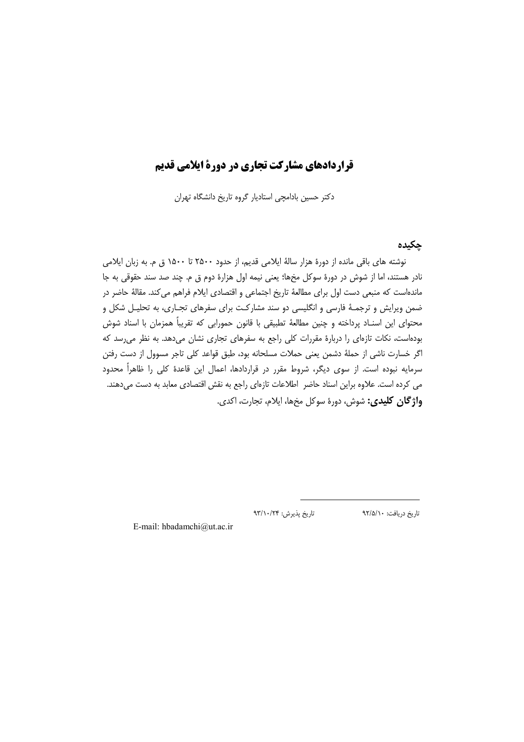# قراردادهای مشارکت تجاری در دورهٔ ایلامی قدیم

دکتر حسین بادامچی استادیار گروه تاریخ دانشگاه تهران

## چکیده

نوشته های باقی مانده از دورهٔ هزار سالهٔ ایلامی قدیم، از حدود ۲۵۰۰ تا ۱۵۰۰ ق م. به زبان ایلامی نادر هستند، اما از شوش در دورهٔ سوکل مخ‌ها؛ یعنی نیمه اول هزارهٔ دوم ق م. چند صد سند حقوقی به جا مانده‌است که منبعی دست اول برای مطالعهٔ تاریخ اجتماعی و اقتصادی ایلام فراهم می‌کند. مقالهٔ حاضر در ضمن ویرایش و ترجمهٔ فارسی و انگلیسی دو سند مشارکت برای سفرهای تجاری، به تحلیل شکل و محتوای این اسناد پرداخته و چنین مطالعهٔ تطبیقی با قانون حمورابی که تقریباً همزمان با اسناد شوش بوده‌است، نکات تازه‌ای را دربارهٔ مقررات کلی راجع به سفرهای تجاری نشان می‌دهد. به نظر می‌رسد که اگر خسارت ناشی از حملهٔ دشمن یعنی حملات مسلحانه بود، طبق قواعد کلی تاجر مسوول از دست رفتن سرمایه نبوده است. از سوی دیگر، شروط مقرر در قراردادها، اعمال این قاعدهٔ کلی را ظاهراً محدود می کرده است. علاوه براین اسناد حاضر اطلاعات تازه‌ای راجع به نقش اقتصادی معابد به دست می‌دهند.

**واژگان کلیدی:** شوش، دورهٔ سوکل مخ‌ها، ایلام، تجارت، اکدی.

---

تاریخ دریافت: ۹۲/۵/۱۰ تاریخ پذیرش: ۹۳/۱۰/۲۴

E-mail: hbadamchi@ut.ac.ir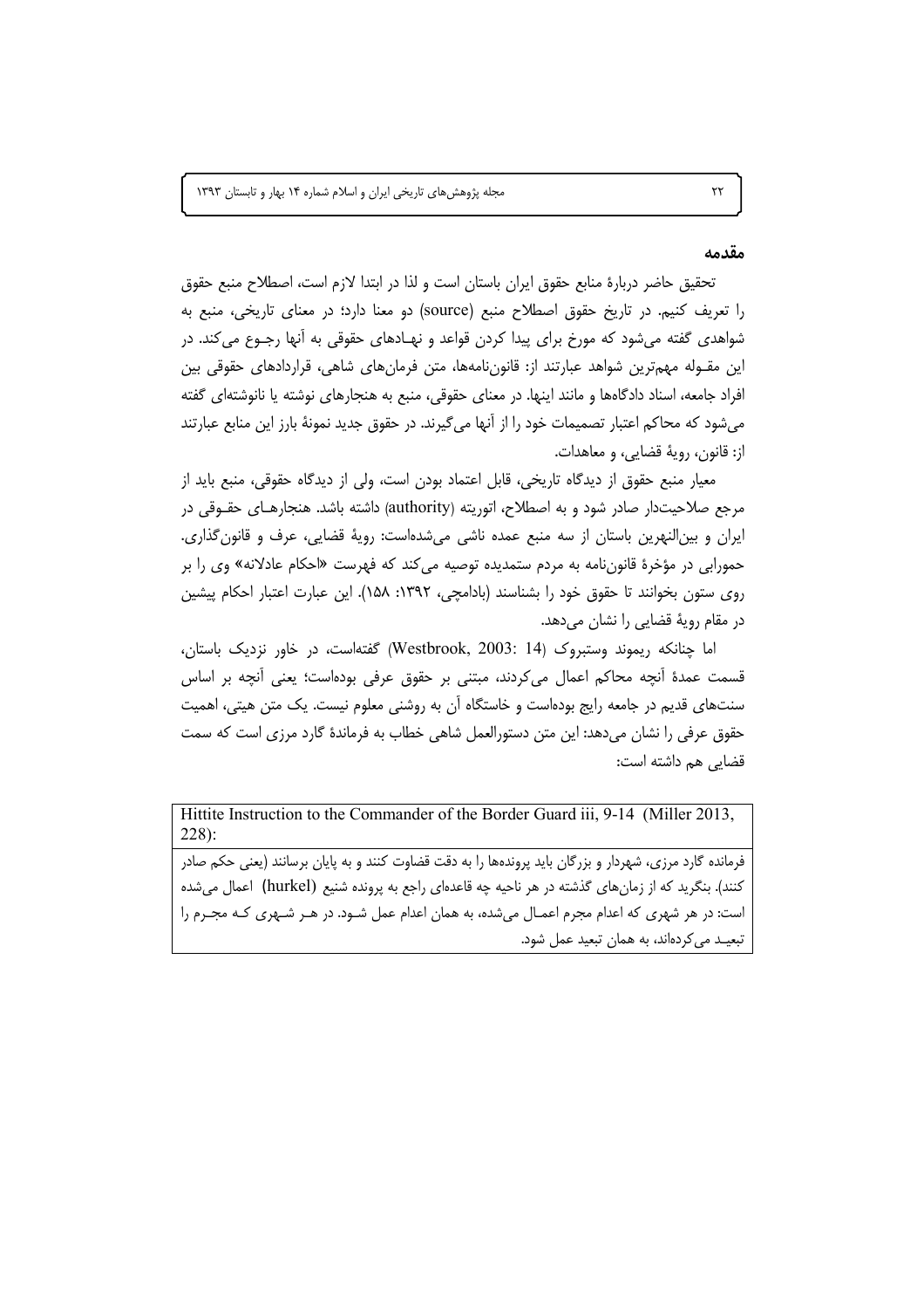## مقدمه

تحقیق حاضر دربارهٔ منابع حقوق ایران باستان است و لذا در ابتدا لازم است، اصطلاح منبع حقوق را تعریف کنیم. در تاریخ حقوق اصطلاح منبع (source) دو معنا دارد؛ در معنای تاریخی، منبع به شواهدی گفته می‌شود که مورخ برای پیدا کردن قواعد و نهادهای حقوقی به آنها رجوع می‌کند. در این مقوله مهم‌ترین شواهد عبارتند از: قانون‌نامه‌ها، متن فرمان‌های شاهی، قراردادهای حقوقی بین افراد جامعه، اسناد دادگاه‌ها و مانند اینها. در معنای حقوقی، منبع به هنجارهای نوشته یا نانوشته‌ای گفته می‌شود که محاکم اعتبار تصمیمات خود را از آنها می‌گیرند. در حقوق جدید نمونهٔ بارز این منابع عبارتند از: قانون، رویهٔ قضایی، و معاهدات.

معیار منبع حقوق از دیدگاه تاریخی، قابل اعتماد بودن است، ولی از دیدگاه حقوقی، منبع باید از مرجع صلاحیت‌دار صادر شود و به اصطلاح، اتوریته (authority) داشته باشد. هنجارهای حقوقی در ایران و بین‌النهرین باستان از سه منبع عمده ناشی می‌شده‌است: رویهٔ قضایی، عرف و قانون‌گذاری. حمورابی در مؤخرهٔ قانون‌نامه به مردم ستمدیده توصیه می‌کند که فهرست «احکام عادلانه» وی را بر روی ستون بخوانند تا حقوق خود را بشناسند (بادامچی، ۱۳۹۲: ۱۵۸). این عبارت اعتبار احکام پیشین در مقام رویهٔ قضایی را نشان می‌دهد.

اما چنانکه ریموند وستبروک (Westbrook, 2003: 14) گفته‌است، در خاور نزدیک باستان، قسمت عمدهٔ آنچه محاکم اعمال می‌کردند، مبتنی بر حقوق عرفی بوده‌است؛ یعنی آنچه بر اساس سنت‌های قدیم در جامعه رایج بوده‌است و خاستگاه آن به روشنی معلوم نیست. یک متن هیتی، اهمیت حقوق عرفی را نشان می‌دهد: این متن دستورالعمل شاهی خطاب به فرماندهٔ گارد مرزی است که سمت قضایی هم داشته است:

| Hittite Instruction to the Commander of the Border Guard iii, 9-14 (Miller 2013, 228): |
| --- |
| فرمانده گارد مرزی، شهردار و بزرگان باید پرونده‌ها را به دقت قضاوت کنند و به پایان برسانند (یعنی حکم صادر کنند). بنگرید که از زمان‌های گذشته در هر ناحیه چه قاعده‌ای راجع به پرونده شنیع (hurkel) اعمال می‌شده است: در هر شهری که اعدام مجرم اعمال می‌شده، به همان اعدام عمل شود. در هر شهری که مجرم را تبعید می‌کرده‌اند، به همان تبعید عمل شود. |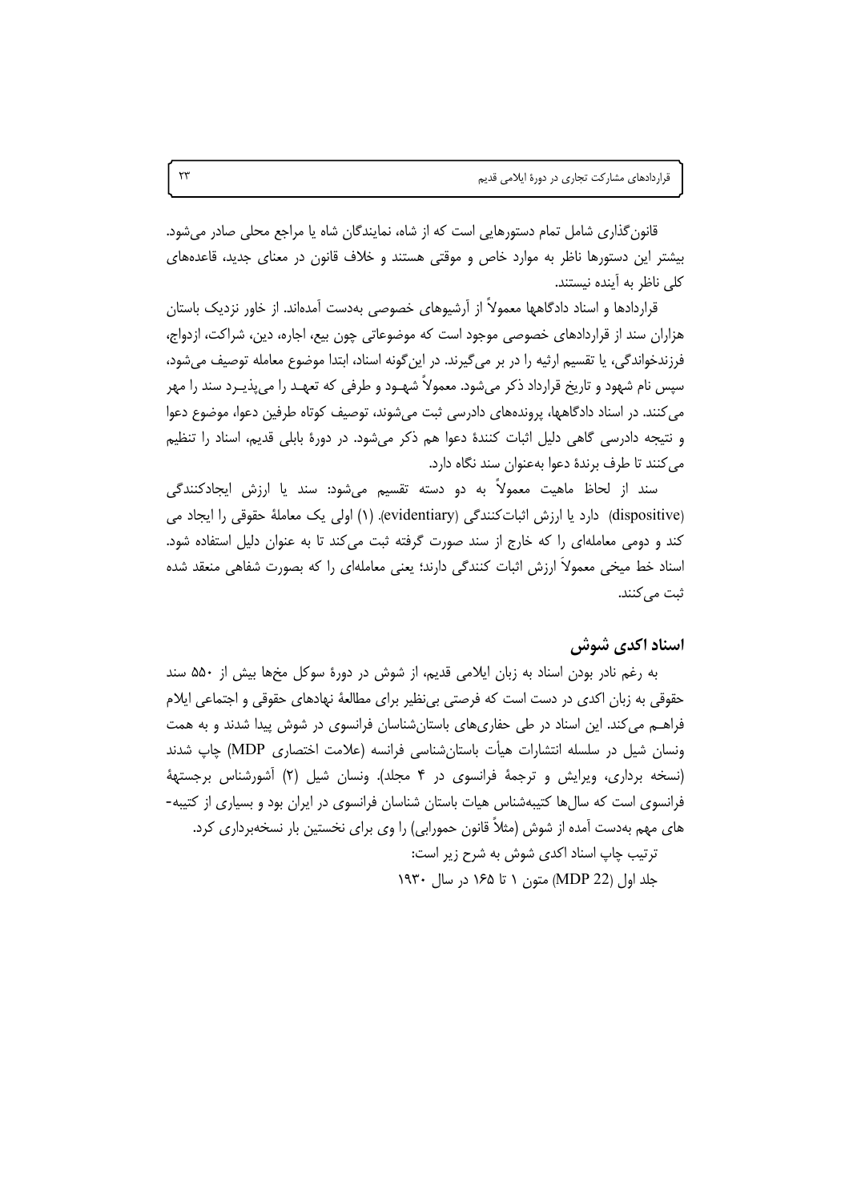قانون‌گذاری شامل تمام دستورهایی است که از شاه، نمایندگان شاه یا مراجع محلی صادر می‌شود. بیشتر این دستورها ناظر به موارد خاص و موقتی هستند و خلاف قانون در معنای جدید، قاعده‌های کلی ناظر به آینده نیستند.

قراردادها و اسناد دادگاهها معمولاً از آرشیوهای خصوصی به‌دست آمده‌اند. از خاور نزدیک باستان هزاران سند از قراردادهای خصوصی موجود است که موضوعاتی چون بیع، اجاره، دین، شراکت، ازدواج، فرزندخواندگی، یا تقسیم ارثیه را در بر می‌گیرند. در این‌گونه اسناد، ابتدا موضوع معامله توصیف می‌شود، سپس نام شهود و تاریخ قرارداد ذکر می‌شود. معمولاً شهـود و طرفی که تعهـد را می‌پذیـرد سند را مهر می‌کنند. در اسناد دادگاهها، پرونده‌های دادرسی ثبت می‌شوند، توصیف کوتاه طرفین دعوا، موضوع دعوا و نتیجه دادرسی گاهی دلیل اثبات کنندهٔ دعوا هم ذکر می‌شود. در دورهٔ بابلی قدیم، اسناد را تنظیم می‌کنند تا طرف برندهٔ دعوا به‌عنوان سند نگاه دارد.

سند از لحاظ ماهیت معمولاً به دو دسته تقسیم می‌شود: سند یا ارزش ایجادکنندگی (dispositive) دارد یا ارزش اثبات‌کنندگی (evidentiary). (۱) اولی یک معاملهٔ حقوقی را ایجاد می کند و دومی معامله‌ای را که خارج از سند صورت گرفته ثبت می‌کند تا به عنوان دلیل استفاده شود. اسناد خط میخی معمولاً ارزش اثبات کنندگی دارند؛ یعنی معامله‌ای را که بصورت شفاهی منعقد شده ثبت می‌کنند.

## اسناد اکدی شوش

به رغم نادر بودن اسناد به زبان ایلامی قدیم، از شوش در دورهٔ سوکل مخ‌ها بیش از ۵۵۰ سند حقوقی به زبان اکدی در دست است که فرصتی بی‌نظیر برای مطالعهٔ نهادهای حقوقی و اجتماعی ایلام فراهـم می‌کند. این اسناد در طی حفاری‌های باستان‌شناسان فرانسوی در شوش پیدا شدند و به همت ونسان شیل در سلسله انتشارات هیأت باستان‌شناسی فرانسه (علامت اختصاری MDP) چاپ شدند (نسخه برداری، ویرایش و ترجمهٔ فرانسوی در ۴ مجلد). ونسان شیل (۲) آشورشناس برجستهٔ فرانسوی است که سال‌ها کتیبه‌شناس هیات باستان شناسان فرانسوی در ایران بود و بسیاری از کتیبه‌های مهم به‌دست آمده از شوش (مثلاً قانون حمورابی) را وی برای نخستین بار نسخه‌برداری کرد.

ترتیب چاپ اسناد اکدی شوش به شرح زیر است:

جلد اول (MDP 22) متون ۱ تا ۱۶۵ در سال ۱۹۳۰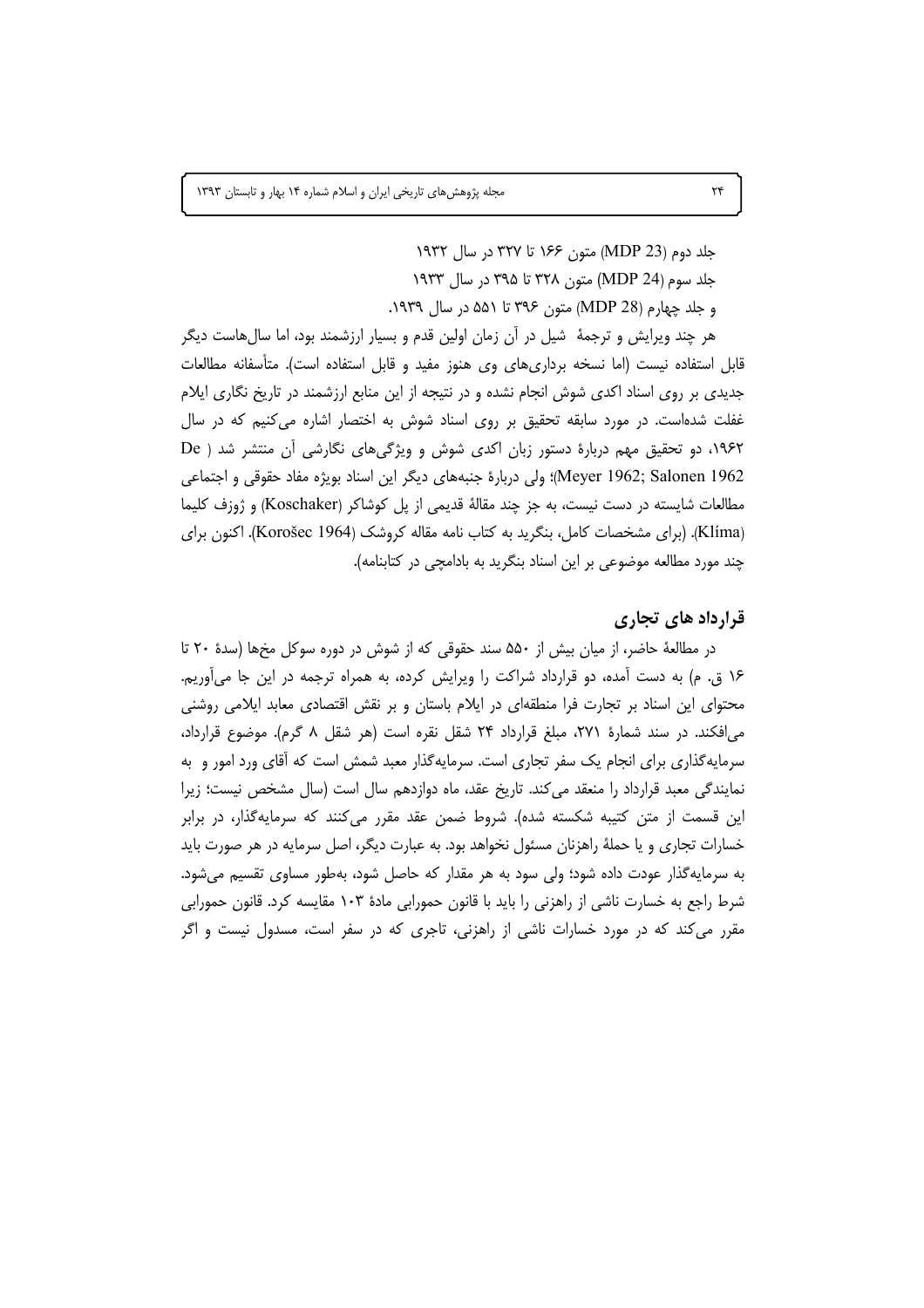جلد دوم (MDP 23) متون ۱۶۶ تا ۳۲۷ در سال ۱۹۳۲

جلد سوم (MDP 24) متون ۳۲۸ تا ۳۹۵ در سال ۱۹۳۳

و جلد چهارم (MDP 28) متون ۳۹۶ تا ۵۵۱ در سال ۱۹۳۹.

هر چند ویرایش و ترجمهٔ شیل در آن زمان اولین قدم و بسیار ارزشمند بود، اما سال‌هاست دیگر قابل استفاده نیست (اما نسخه برداری‌های وی هنوز مفید و قابل استفاده است). متأسفانه مطالعات جدیدی بر روی اسناد اکدی شوش انجام نشده و در نتیجه از این منابع ارزشمند در تاریخ نگاری ایلام غفلت شده‌است. در مورد سابقه تحقیق بر روی اسناد شوش به اختصار اشاره می‌کنیم که در سال ۱۹۶۲، دو تحقیق مهم دربارهٔ دستور زبان اکدی شوش و ویژگی‌های نگارشی آن منتشر شد ( De Meyer 1962; Salonen 1962)؛ ولی دربارهٔ جنبه‌های دیگر این اسناد بویژه مفاد حقوقی و اجتماعی مطالعات شایسته در دست نیست، به جز چند مقالهٔ قدیمی از پل کوشاکر (Koschaker) و ژوزف کلیما (Klíma). (برای مشخصات کامل، بنگرید به کتاب نامه مقاله کروشک (Korošec 1964). اکنون برای چند مورد مطالعه موضوعی بر این اسناد بنگرید به یادامچی در کتابنامه).

## قرارداد های تجاری

در مطالعهٔ حاضر، از میان بیش از ۵۵۰ سند حقوقی که از شوش در دوره سوکل مخها (سدهٔ ۲۰ تا ۱۶ ق. م) به دست آمده، دو قرارداد شراکت را ویرایش کرده، به همراه ترجمه در این جا می‌آوریم. محتوای این اسناد بر تجارت فرا منطقه‌ای در ایلام باستان و بر نقش اقتصادی معابد ایلامی روشنی می‌افکند. در سند شمارهٔ ۲۷۱، مبلغ قرارداد ۲۴ شقل نقره است (هر شقل ۸ گرم). موضوع قرارداد، سرمایه‌گذاری برای انجام یک سفر تجاری است. سرمایه‌گذار معبد شمش است که آقای ورد امور و به نمایندگی معبد قرارداد را منعقد می‌کند. تاریخ عقد، ماه دوازدهم سال است (سال مشخص نیست؛ زیرا این قسمت از متن کتیبه شکسته شده). شروط ضمن عقد مقرر می‌کنند که سرمایه‌گذار، در برابر خسارات تجاری و یا حملهٔ راهزنان مسئول نخواهد بود. به عبارت دیگر، اصل سرمایه در هر صورت باید به سرمایه‌گذار عودت داده شود؛ ولی سود به هر مقدار که حاصل شود، به‌طور مساوی تقسیم می‌شود. شرط راجع به خسارت ناشی از راهزنی را باید با قانون حمورابی مادهٔ ۱۰۳ مقایسه کرد. قانون حمورابی مقرر می‌کند که در مورد خسارات ناشی از راهزنی، تاجری که در سفر است، مسئول نیست و اگر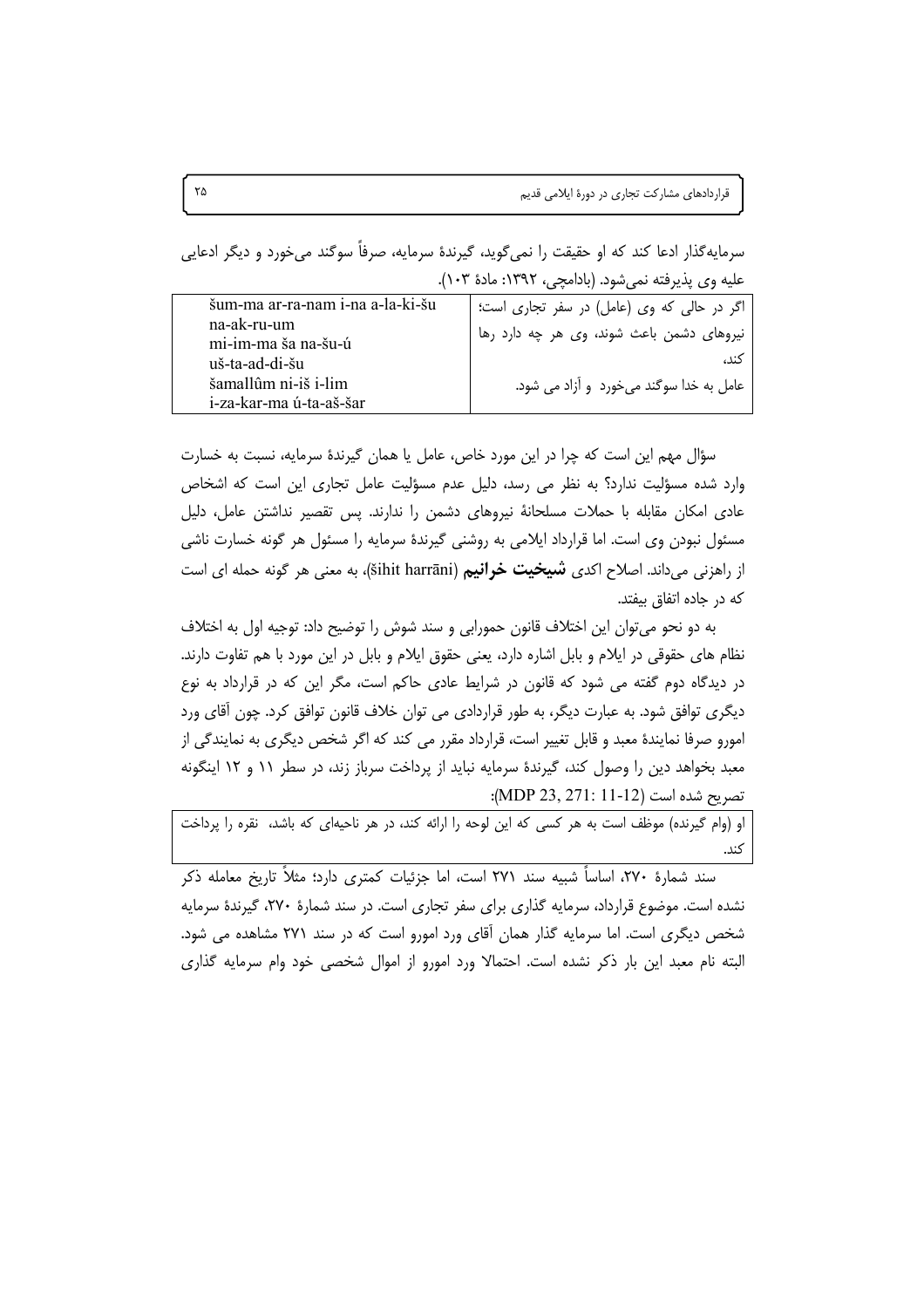سرمایه‌گذار ادعا کند که او حقیقت را نمی‌گوید، گیرندهٔ سرمایه، صرفاً سوگند می‌خورد و دیگر ادعایی علیه وی پذیرفته نمی‌شود. (بادامچی، ۱۳۹۲: مادهٔ ۱۰۳).

| | |
|---|---|
| šum-ma ar-ra-nam i-na a-la-ki-šu<br>na-ak-ru-um<br>mi-im-ma ša na-šu-ú<br>uš-ta-ad-di-šu<br>šamallûm ni-iš i-lim<br>i-za-kar-ma ú-ta-aš-šar | اگر در حالی که وی (عامل) در سفر تجاری است؛ نیروهای دشمن باعث شوند، وی هر چه دارد رها کند، عامل به خدا سوگند می‌خورد و آزاد می شود. |

سؤال مهم این است که چرا در این مورد خاص، عامل یا همان گیرندهٔ سرمایه، نسبت به خسارت وارد شده مسؤلیت ندارد؟ به نظر می رسد، دلیل عدم مسؤلیت عامل تجاری این است که اشخاص عادی امکان مقابله با حملات مسلحانهٔ نیروهای دشمن را ندارند. پس تقصیر نداشتن عامل، دلیل مسئول نبودن وی است. اما قرارداد ایلامی به روشنی گیرندهٔ سرمایه را مسئول هر گونه خسارت ناشی از راهزنی می‌داند. اصلاح اکدی **شیخیت خرانیم** (šihit harrāni)، به معنی هر گونه حمله ای است که در جاده اتفاق بیفتد.

به دو نحو می‌توان این اختلاف قانون حمورابی و سند شوش را توضیح داد: توجیه اول به اختلاف نظام های حقوقی در ایلام و بابل اشاره دارد، یعنی حقوق ایلام و بابل در این مورد با هم تفاوت دارند. در دیدگاه دوم گفته می شود که قانون در شرایط عادی حاکم است، مگر این که در قرارداد به نوع دیگری توافق شود. به عبارت دیگر، به طور قراردادی می توان خلاف قانون توافق کرد. چون آقای ورد امورو صرفا نمایندهٔ معبد و قابل تغییر است، قرارداد مقرر می کند که اگر شخص دیگری به نمایندگی از معبد بخواهد دین را وصول کند، گیرندهٔ سرمایه نباید از پرداخت سرباز زند، در سطر ۱۱ و ۱۲ اینگونه تصریح شده است (MDP 23, 271: 11-12):

| |
|---|
| او (وام گیرنده) موظف است به هر کسی که این لوحه را ارائه کند، در هر ناحیه‌ای که باشد، نقره را پرداخت کند. |

سند شمارهٔ ۲۷۰، اساساً شبیه سند ۲۷۱ است، اما جزئیات کمتری دارد؛ مثلاً تاریخ معامله ذکر نشده است. موضوع قرارداد، سرمایه گذاری برای سفر تجاری است. در سند شمارهٔ ۲۷۰، گیرندهٔ سرمایه شخص دیگری است. اما سرمایه گذار همان آقای ورد امورو است که در سند ۲۷۱ مشاهده می شود. البته نام معبد این بار ذکر نشده است. احتمالا ورد امورو از اموال شخصی خود وام سرمایه گذاری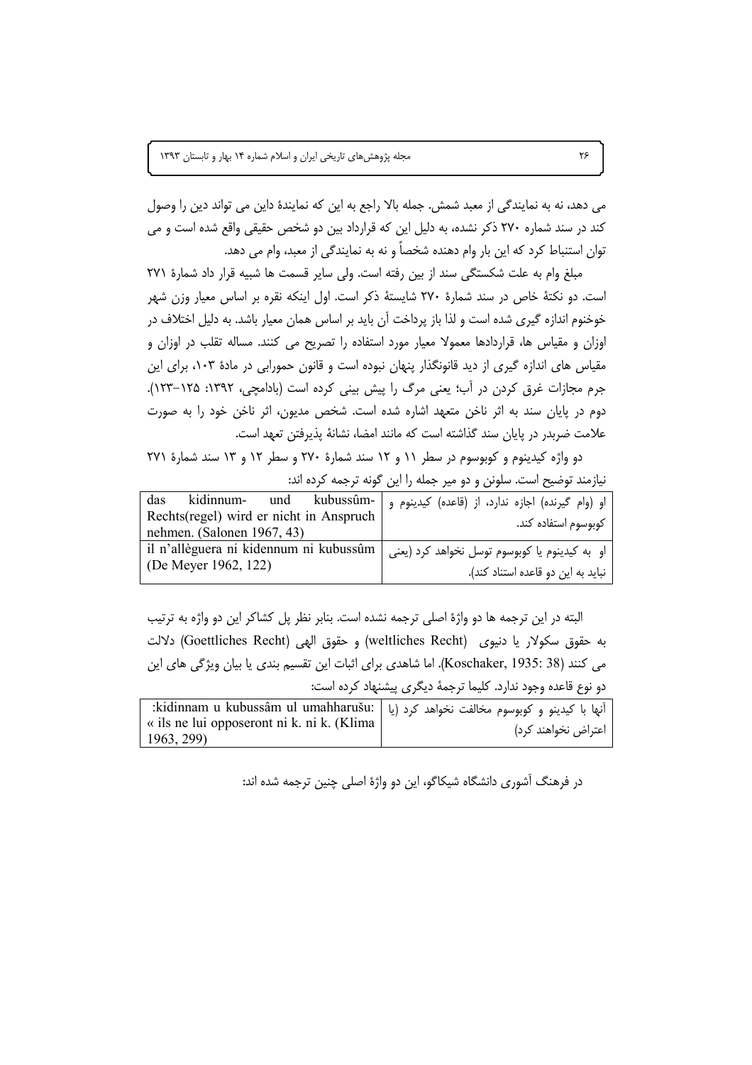می دهد، نه به نمایندگی از معبد شمش. جمله بالا راجع به این که نمایندۀ داین می تواند دین را وصول کند در سند شماره ۲۷۰ ذکر نشده، به دلیل این که قرارداد بین دو شخص حقیقی واقع شده است و می توان استنباط کرد که این بار وام دهنده شخصاً و نه به نمایندگی از معبد، وام می دهد.

مبلغ وام به علت شکستگی سند از بین رفته است. ولی سایر قسمت ها شبیه قرار داد شمارۀ ۲۷۱ است. دو نکتۀ خاص در سند شمارۀ ۲۷۰ شایستۀ ذکر است. اول اینکه نقره بر اساس معیار وزن شهر خوخنوم اندازه گیری شده است و لذا باز پرداخت آن باید بر اساس همان معیار باشد. به دلیل اختلاف در اوزان و مقیاس ها، قراردادها معمولا معیار مورد استفاده را تصریح می کنند. مساله تقلب در اوزان و مقیاس های اندازه گیری از دید قانونگذار پنهان نبوده است و قانون حمورابی در مادۀ ۱۰۳، برای این جرم مجازات غرق کردن در آب؛ یعنی مرگ را پیش بینی کرده است (بادامچی، ۱۳۹۲: ۱۲۵-۱۲۳). دوم در پایان سند به اثر ناخن متعهد اشاره شده است. شخص مدیون، اثر ناخن خود را به صورت علامت ضربدر در پایان سند گذاشته است که مانند امضا، نشانۀ پذیرفتن تعهد است.

دو واژه کیدینوم و کوبوسوم در سطر ۱۱ و ۱۲ سند شمارۀ ۲۷۰ و سطر ۱۲ و ۱۳ سند شمارۀ ۲۷۱ نیازمند توضیح است. سلونن و دو میر جمله را این گونه ترجمه کرده اند:

| | |
|---|---|
| das kidinnum- und kubussûm-Rechts(regel) wird er nicht in Anspruch nehmen. (Salonen 1967, 43) | او (وام گیرنده) اجازه ندارد، از (قاعده) کیدینوم و کوبوسوم استفاده کند. |
| il n'allèguera ni kidennum ni kubussûm (De Meyer 1962, 122) | او به کیدینوم یا کوبوسوم توسل نخواهد کرد (یعنی نباید به این دو قاعده استناد کند). |

البته در این ترجمه ها دو واژۀ اصلی ترجمه نشده است. بنابر نظر پل کشاکر این دو واژه به ترتیب به حقوق سکولار یا دنیوی (weltliches Recht) و حقوق الهی (Goettliches Recht) دلالت می کنند (Koschaker, 1935: 38). اما شاهدی برای اثبات این تقسیم بندی یا بیان ویژگی های این دو نوع قاعده وجود ندارد. کلیما ترجمۀ دیگری پیشنهاد کرده است:

| | |
|---|---|
| :kidinnam u kubussâm ul umahharušu: « ils ne lui opposeront ni k. ni k. (Klima 1963, 299) | آنها با کیدینو و کوبوسوم مخالفت نخواهد کرد (یا اعتراض نخواهند کرد) |

در فرهنگ آشوری دانشگاه شیکاگو، این دو واژۀ اصلی چنین ترجمه شده اند: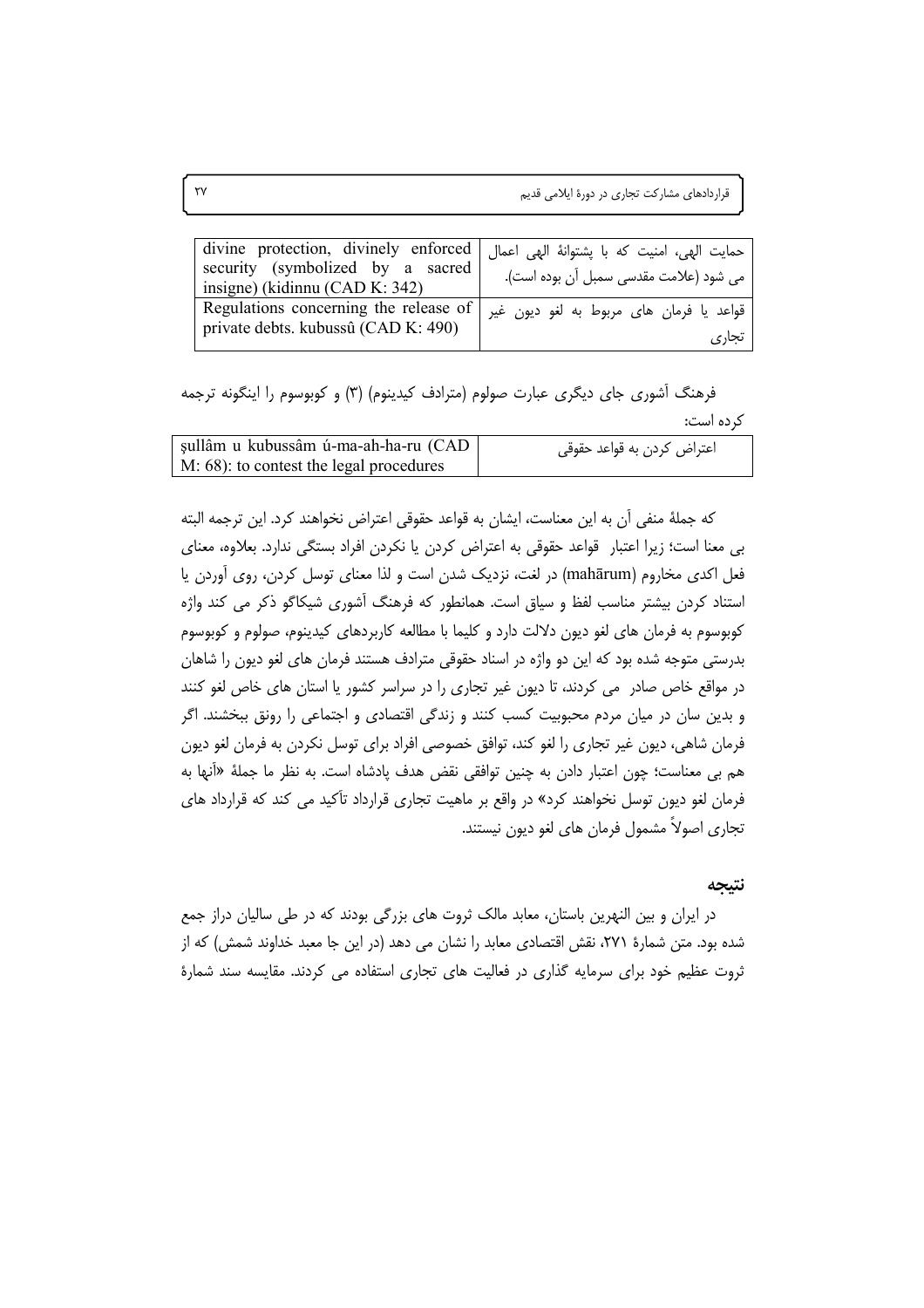| divine protection, divinely enforced security (symbolized by a sacred insigne) (kidinnu (CAD K: 342) | حمایت الهی، امنیت که با پشتوانهٔ الهی اعمال می شود (علامت مقدسی سمبل آن بوده است). |
|---|---|
| Regulations concerning the release of private debts. kubussû (CAD K: 490) | قواعد یا فرمان های مربوط به لغو دیون غیر تجاری |

فرهنگ آشوری جای دیگری عبارت صولوم (مترادف کیدینوم) (۳) و کوبوسوم را اینگونه ترجمه کرده است:

| ṣullâm u kubussâm ú-ma-ah-ha-ru (CAD M: 68): to contest the legal procedures | اعتراض کردن به قواعد حقوقی |
|---|---|

که جملهٔ منفی آن به این معناست، ایشان به قواعد حقوقی اعتراض نخواهند کرد. این ترجمه البته بی معنا است؛ زیرا اعتبار قواعد حقوقی به اعتراض کردن یا نکردن افراد بستگی ندارد. بعلاوه، معنای فعل اکدی مخاروم (mahārum) در لغت، نزدیک شدن است و لذا معنای توسل کردن، روی آوردن یا استناد کردن بیشتر مناسب لفظ و سیاق است. همانطور که فرهنگ آشوری شیکاگو ذکر می کند واژه کوبوسوم به فرمان های لغو دیون دلالت دارد و کلیما با مطالعه کاربردهای کیدینوم، صولوم و کوبوسوم بدرستی متوجه شده بود که این دو واژه در اسناد حقوقی مترادف هستند فرمان های لغو دیون را شاهان در مواقع خاص صادر می کردند، تا دیون غیر تجاری را در سراسر کشور یا استان های خاص لغو کنند و بدین سان در میان مردم محبوبیت کسب کنند و زندگی اقتصادی و اجتماعی را رونق ببخشند. اگر فرمان شاهی، دیون غیر تجاری را لغو کند، توافق خصوصی افراد برای توسل نکردن به فرمان لغو دیون هم بی معناست؛ چون اعتبار دادن به چنین توافقی نقض هدف پادشاه است. به نظر ما جملهٔ «آنها به فرمان لغو دیون توسل نخواهند کرد» در واقع بر ماهیت تجاری قرارداد تأکید می کند که قرارداد های تجاری اصولاً مشمول فرمان های لغو دیون نیستند.

## نتیجه

در ایران و بین النهرین باستان، معابد مالک ثروت های بزرگی بودند که در طی سالیان دراز جمع شده بود. متن شمارهٔ ۲۷۱، نقش اقتصادی معابد را نشان می دهد (در این جا معبد خداوند شمش) که از ثروت عظیم خود برای سرمایه گذاری در فعالیت های تجاری استفاده می کردند. مقایسه سند شمارهٔ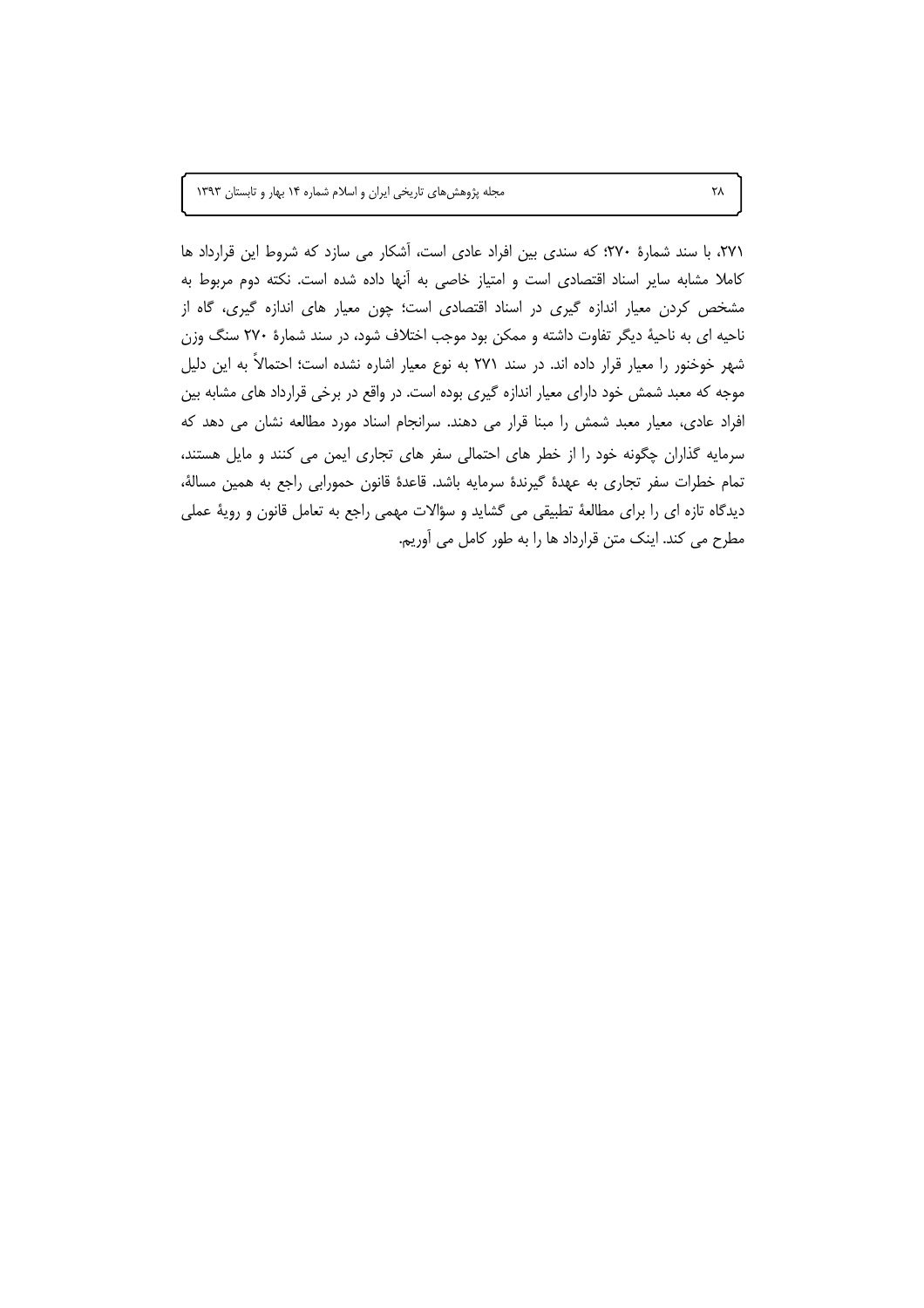۲۷۱، با سند شمارۀ ۲۷۰؛ که سندی بین افراد عادی است، آشکار می سازد که شروط این قرارداد ها کاملا مشابه سایر اسناد اقتصادی است و امتیاز خاصی به آنها داده شده است. نکته دوم مربوط به مشخص کردن معیار اندازه گیری در اسناد اقتصادی است؛ چون معیار های اندازه گیری، گاه از ناحیه ای به ناحیۀ دیگر تفاوت داشته و ممکن بود موجب اختلاف شود، در سند شمارۀ ۲۷۰ سنگ وزن شهر خوخنور را معیار قرار داده اند. در سند ۲۷۱ به نوع معیار اشاره نشده است؛ احتمالاً به این دلیل موجه که معبد شمش خود دارای معیار اندازه گیری بوده است. در واقع در برخی قرارداد های مشابه بین افراد عادی، معیار معبد شمش را مبنا قرار می دهند. سرانجام اسناد مورد مطالعه نشان می دهد که سرمایه گذاران چگونه خود را از خطر های احتمالی سفر های تجاری ایمن می کنند و مایل هستند، تمام خطرات سفر تجاری به عهدۀ گیرندۀ سرمایه باشد. قاعدۀ قانون حمورابی راجع به همین مسالۀ، دیدگاه تازه ای را برای مطالعۀ تطبیقی می گشاید و سؤالات مهمی راجع به تعامل قانون و رویۀ عملی مطرح می کند. اینک متن قرارداد ها را به طور کامل می آوریم.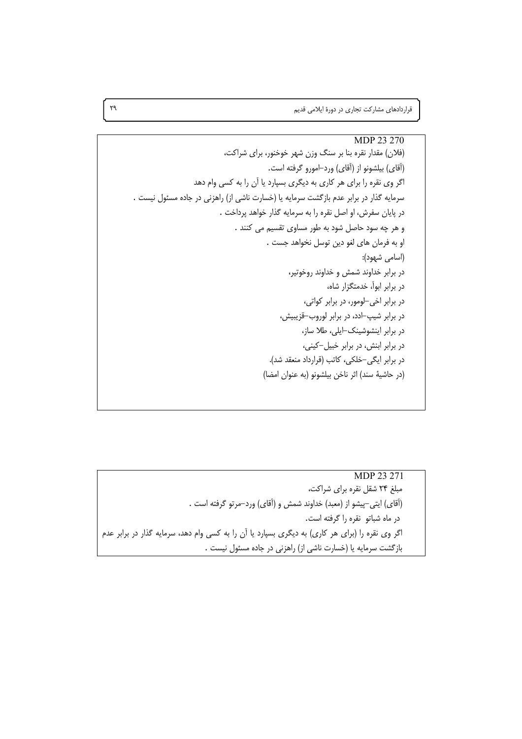MDP 23 270

(فلان) مقدار نقره بنا بر سنگ وزن شهر خوخنور، برای شراکت،

(آقای) بیلشونو از (آقای) ورد–امورو گرفته است.

اگر وی نقره را برای هر کاری به دیگری بسپارد یا آن را به کسی وام دهد

سرمایه گذار در برابر عدم بازگشت سرمایه یا (خسارت ناشی از) راهزنی در جاده مسئول نیست .

در پایان سفرش، او اصل نقره را به سرمایه گذار خواهد پرداخت .

و هر چه سود حاصل شود به طور مساوی تقسیم می کنند .

او به فرمان های لغو دین توسل نخواهد جست .

(اسامی شهود):

در برابر خداوند شمش و خداوند روخوتیر،

در برابر ابوآ، خدمتگزار شاه،

در برابر اخی–لومور، در برابر کواتی،

در برابر شیپ–ادد، در برابر لوروب–قزیبیش،

در برابر اینشوشینک–ایلی، طلا ساز،

در برابر ابنش، در برابر خبیل–کینی،

در برابر ایگی–خلکی، کاتب (قرارداد منعقد شد).

(در حاشیۀ سند) اثر ناخن بیلشونو (به عنوان امضا)

MDP 23 271

مبلغ ۲۴ شقل نقره برای شراکت،

(آقای) ابتی–پیشو از (معبد) خداوند شمش و (آقای) ورد–مرتو گرفته است .

در ماه شباتو نقره را گرفته است.

اگر وی نقره را (برای هر کاری) به دیگری بسپارد یا آن را به کسی وام دهد، سرمایه گذار در برابر عدم بازگشت سرمایه یا (خسارت ناشی از) راهزنی در جاده مسئول نیست .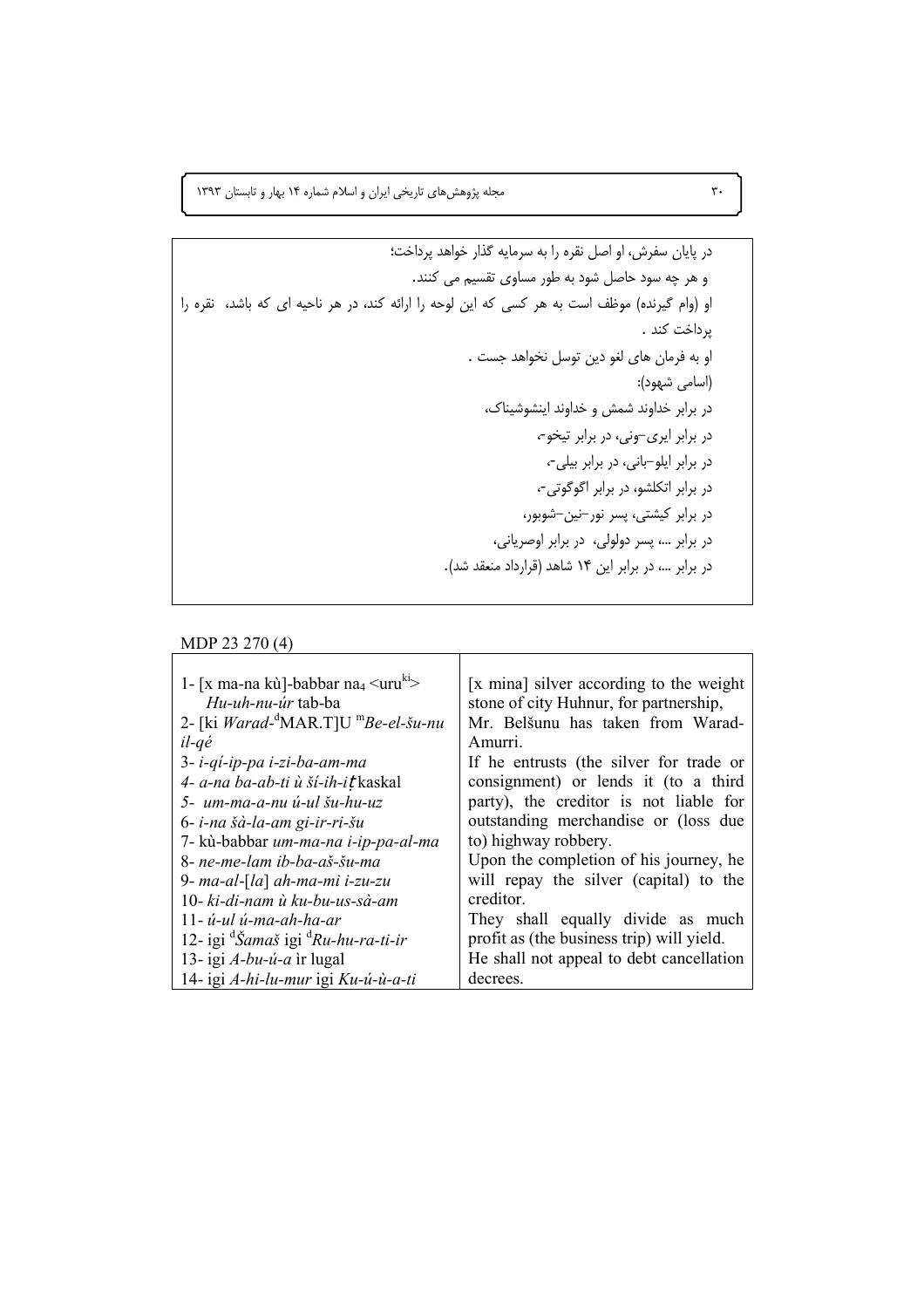در پایان سفرش، او اصل نقره را به سرمایه گذار خواهد پرداخت؛
و هر چه سود حاصل شود به طور مساوی تقسیم می کنند.
او (وام گیرنده) موظف است به هر کسی که این لوحه را ارائه کند، در هر ناحیه ای که باشد، نقره را پرداخت کند .
او به فرمان های لغو دین توسل نخواهد جست .
(اسامی شهود):
در برابر خداوند شمش و خداوند اینشوشیناک،
در برابر ایری-ونی، در برابر تیخو-،
در برابر ایلو-بانی، در برابر بیلی-،
در برابر اتکلشو، در برابر اگوگوتی-،
در برابر کیشتی، پسر نور-نین-شوبور،
در برابر ...، پسر دولولی، در برابر اوصریانی،
در برابر ...، در برابر این ۱۴ شاهد (قرارداد منعقد شد).

MDP 23 270 (4)

| | |
|---|---|
| 1- [x ma-na kù]-babbar na$_4$ <uru$^{ki}$> *Hu-uh-nu-úr* tab-ba<br>2- [ki *Warad*-$^{d}$MAR.T]U $^{m}$*Be-el-šu-nu il-qé*<br>3- *i-qí-ip-pa i-zi-ba-am-ma*<br>4- *a-na ba-ab-ti ù ší-ih-iṭ* kaskal<br>5- *um-ma-a-nu ú-ul šu-hu-uz*<br>6- *i-na šà-la-am gi-ir-ri-šu*<br>7- kù-babbar *um-ma-na i-ip-pa-al-ma*<br>8- *ne-me-lam ib-ba-aš-šu-ma*<br>9- *ma-al*-[*la*] *ah-ma-mi i-zu-zu*<br>10- *ki-di-nam ù ku-bu-us-sà-am*<br>11- *ú-ul ú-ma-ah-ha-ar*<br>12- igi $^{d}$*Šamaš* igi $^{d}$*Ru-hu-ra-ti-ir*<br>13- igi *A-bu-ú-a* ìr lugal<br>14- igi *A-hi-lu-mur* igi *Ku-ú-ù-a-ti* | [x mina] silver according to the weight stone of city Huhnur, for partnership, Mr. Belšunu has taken from Warad-Amurri.<br>If he entrusts (the silver for trade or consignment) or lends it (to a third party), the creditor is not liable for outstanding merchandise or (loss due to) highway robbery.<br>Upon the completion of his journey, he will repay the silver (capital) to the creditor.<br>They shall equally divide as much profit as (the business trip) will yield.<br>He shall not appeal to debt cancellation decrees. |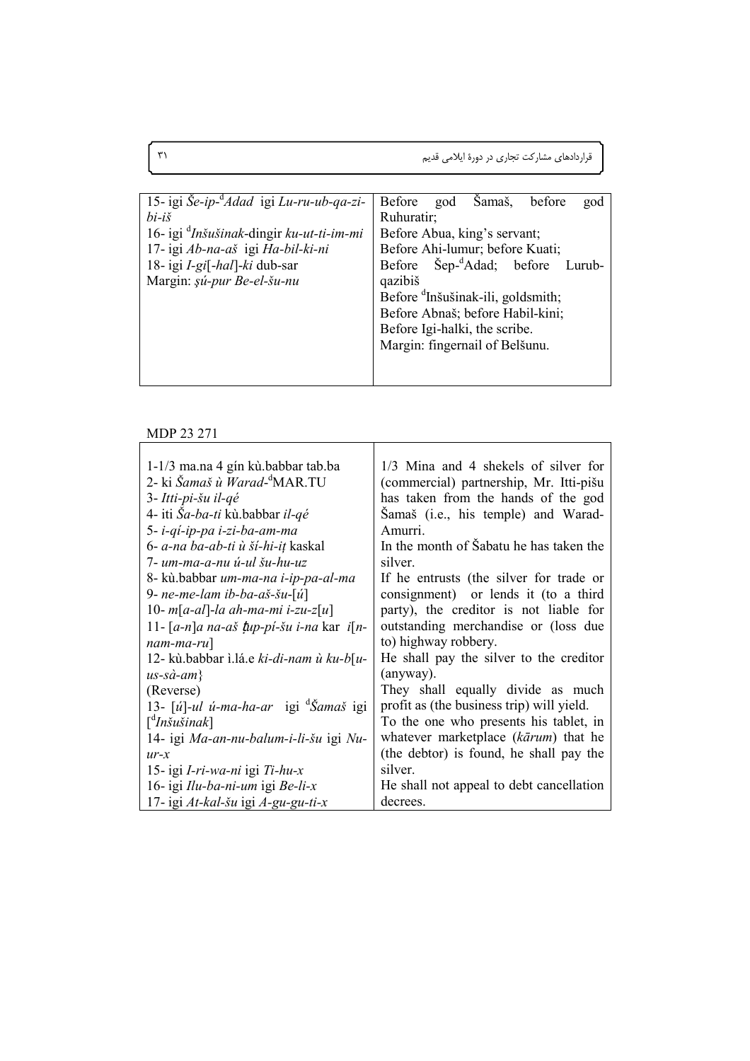| | |
|---|---|
| 15- igi *Še-ip-*[d]*Adad* igi *Lu-ru-ub-qa-zi-bi-iš*<br>16- igi [d]*Inšušinak*-dingir *ku-ut-ti-im-mi*<br>17- igi *Ab-na-aš* igi *Ha-bil-ki-ni*<br>18- igi *I-gi*[*-hal*]*-ki* dub-sar<br>Margin: *ṣú-pur Be-el-šu-nu* | Before god Šamaš, before god Ruhuratir;<br>Before Abua, king's servant;<br>Before Ahi-lumur; before Kuati;<br>Before Šep-[d]Adad; before Lurub-qazibiš<br>Before [d]Inšušinak-ili, goldsmith;<br>Before Abnaš; before Habil-kini;<br>Before Igi-halki, the scribe.<br>Margin: fingernail of Belšunu. |

MDP 23 271

| | |
|---|---|
| 1-1/3 ma.na 4 gín kù.babbar tab.ba<br>2- ki *Šamaš ù Warad-*[d]MAR.TU<br>3- *Itti-pi-šu il-qé*<br>4- iti *Ša-ba-ti* kù.babbar *il-qé*<br>5- *i-qí-ip-pa i-zi-ba-am-ma*<br>6- *a-na ba-ab-ti ù ší-hi-iṭ* kaskal<br>7- *um-ma-a-nu ú-ul šu-hu-uz*<br>8- kù.babbar *um-ma-na i-ip-pa-al-ma*<br>9- *ne-me-lam ib-ba-aš-šu-*[*ú*]<br>10- *m*[*a-al*]*-la ah-ma-mi i-zu-z*[*u*]<br>11- [*a-n*]*a na-aš ṭup-pí-šu i-na* kar *i*[*n-nam-ma-ru*]<br>12- kù.babbar ì.lá.e *ki-di-nam ù ku-b*[*u-us-sà-am*}<br>(Reverse)<br>13- [*ú*]*-ul ú-ma-ha-ar* igi [d]*Šamaš* igi [[d]*Inšušinak*]<br>14- igi *Ma-an-nu-balum-i-li-šu* igi *Nu-ur-x*<br>15- igi *I-ri-wa-ni* igi *Ti-hu-x*<br>16- igi *Ilu-ba-ni-um* igi *Be-li-x*<br>17- igi *At-kal-šu* igi *A-gu-gu-ti-x* | 1/3 Mina and 4 shekels of silver for (commercial) partnership, Mr. Itti-pišu has taken from the hands of the god Šamaš (i.e., his temple) and Warad-Amurri.<br>In the month of Šabatu he has taken the silver.<br>If he entrusts (the silver for trade or consignment) or lends it (to a third party), the creditor is not liable for outstanding merchandise or (loss due to) highway robbery.<br>He shall pay the silver to the creditor (anyway).<br>They shall equally divide as much profit as (the business trip) will yield.<br>To the one who presents his tablet, in whatever marketplace (*kārum*) that he (the debtor) is found, he shall pay the silver.<br>He shall not appeal to debt cancellation decrees. |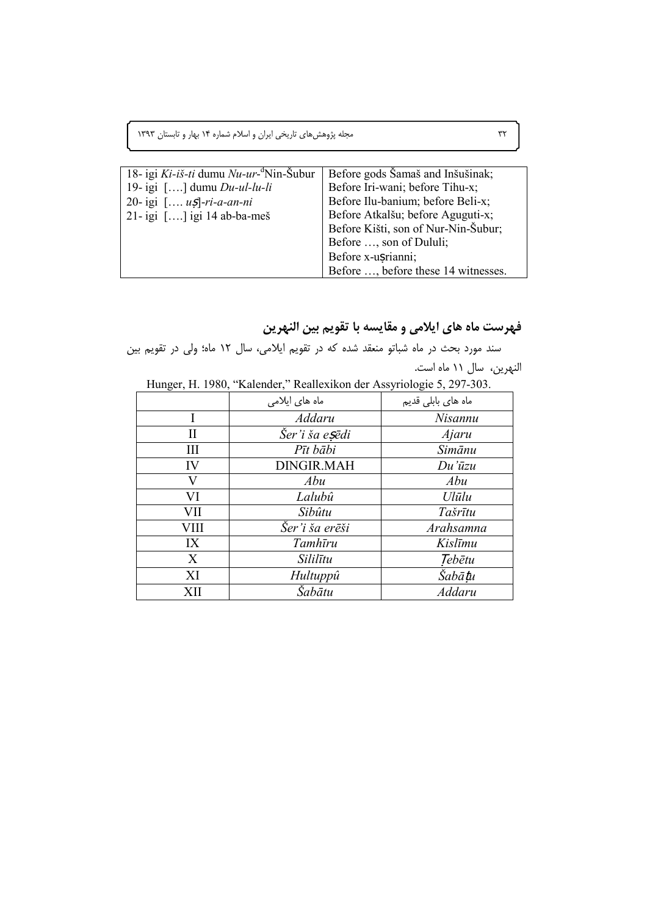| 18- igi *Ki-iš-ti* dumu *Nu-ur*-dNin-Šubur<br>19- igi [….] dumu *Du-ul-lu-li*<br>20- igi […. *uṣ*]-*ri-a-an-ni*<br>21- igi [….] igi 14 ab-ba-meš | Before gods Šamaš and Inšušinak;<br>Before Iri-wani; before Tihu-x;<br>Before Ilu-banium; before Beli-x;<br>Before Atkalšu; before Aguguti-x;<br>Before Kišti, son of Nur-Nin-Šubur;<br>Before …, son of Dululi;<br>Before x-uṣrianni;<br>Before …, before these 14 witnesses. |
|---|---|

## فهرست ماه های ایلامی و مقایسه با تقویم بین النهرین

سند مورد بحث در ماه شباتو منعقد شده که در تقویم ایلامی، سال ۱۲ ماه؛ ولی در تقویم بین النهرین، سال ۱۱ ماه است.

Hunger, H. 1980, "Kalender," Reallexikon der Assyriologie 5, 297-303.

| | ماه های ایلامی | ماه های بابلی قدیم |
|---|---|---|
| I | *Addaru* | *Nisannu* |
| II | *Šer'i ša eṣēdi* | *Ajaru* |
| III | *Pīt bābi* | *Simānu* |
| IV | DINGIR.MAH | *Du'ūzu* |
| V | *Abu* | *Abu* |
| VI | *Lalubû* | *Ulūlu* |
| VII | *Sibûtu* | *Tašrītu* |
| VIII | *Šer'i ša erēši* | *Arahsamna* |
| IX | *Tamhīru* | *Kislīmu* |
| X | *Sililītu* | *Ṭebētu* |
| XI | *Hultuppû* | *Šabāṭu* |
| XII | *Šabātu* | *Addaru* |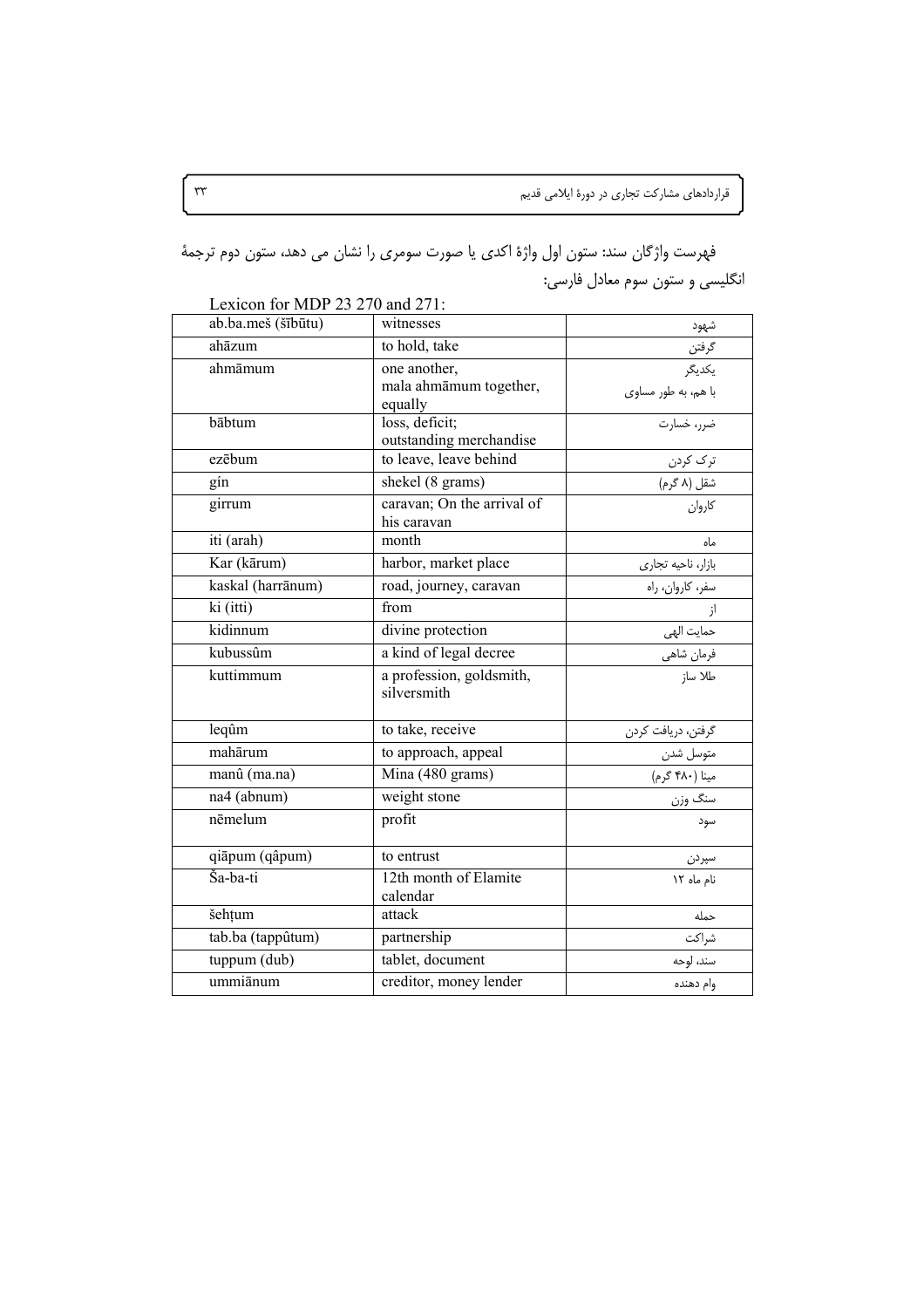فهرست واژگان سند: ستون اول واژهٔ اکدی یا صورت سومری را نشان می دهد، ستون دوم ترجمهٔ انگلیسی و ستون سوم معادل فارسی:

Lexicon for MDP 23 270 and 271:

| | | |
|---|---|---|
| ab.ba.meš (šībūtu) | witnesses | شهود |
| ahāzum | to hold, take | گرفتن |
| ahmāmum | one another, mala ahmāmum together, equally | یکدیگر با هم، به طور مساوی |
| bābtum | loss, deficit; outstanding merchandise | ضرر، خسارت |
| ezēbum | to leave, leave behind | ترک کردن |
| gín | shekel (8 grams) | شقل (۸ گرم) |
| girrum | caravan; On the arrival of his caravan | کاروان |
| iti (arah) | month | ماه |
| Kar (kārum) | harbor, market place | بازار، ناحیه تجاری |
| kaskal (harrānum) | road, journey, caravan | سفر، کاروان، راه |
| ki (itti) | from | از |
| kidinnum | divine protection | حمایت الهی |
| kubussûm | a kind of legal decree | فرمان شاهی |
| kuttimmum | a profession, goldsmith, silversmith | طلا ساز |
| leqûm | to take, receive | گرفتن، دریافت کردن |
| mahārum | to approach, appeal | متوسل شدن |
| manû (ma.na) | Mina (480 grams) | مینا (۴۸۰ گرم) |
| na4 (abnum) | weight stone | سنگ وزن |
| nēmelum | profit | سود |
| qiāpum (qâpum) | to entrust | سپردن |
| Ša-ba-ti | 12th month of Elamite calendar | نام ماه ۱۲ |
| šehṭum | attack | حمله |
| tab.ba (tappûtum) | partnership | شراکت |
| tuppum (dub) | tablet, document | سند، لوحه |
| ummiānum | creditor, money lender | وام دهنده |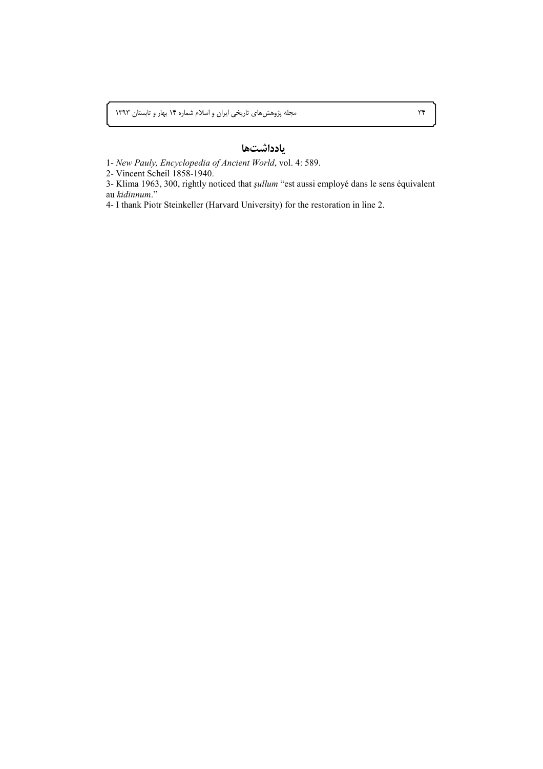## یادداشت‌ها

1- *New Pauly, Encyclopedia of Ancient World*, vol. 4: 589.

2- Vincent Scheil 1858-1940.

3- Klima 1963, 300, rightly noticed that *ṣullum* "est aussi employé dans le sens équivalent au *kidinnum*."

4- I thank Piotr Steinkeller (Harvard University) for the restoration in line 2.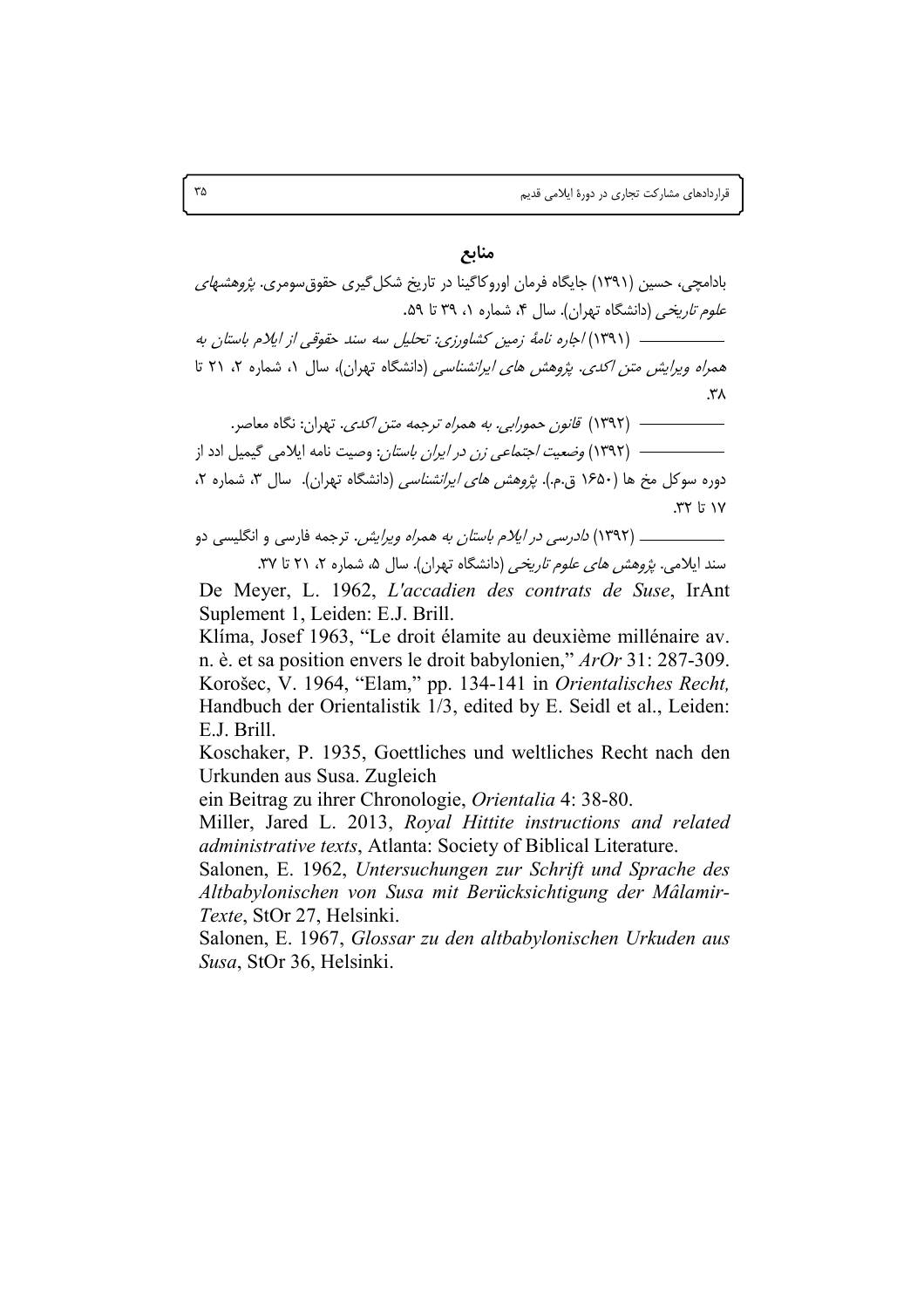## منابع

بادامچی، حسین (۱۳۹۱) جایگاه فرمان اوروکاگینا در تاریخ شکل‌گیری حقوق‌سومری. *پژوهشهای علوم تاریخی* (دانشگاه تهران). سال ۴، شماره ۱، ۳۹ تا ۵۹.

———— (۱۳۹۱) *اجاره نامهٔ زمین کشاورزی: تحلیل سه سند حقوقی از ایلام باستان به همراه ویرایش متن اکدی*. *پژوهش های ایرانشناسی* (دانشگاه تهران)، سال ۱، شماره ۲، ۲۱ تا ۳۸.

———— (۱۳۹۲) *قانون حمورابی. به همراه ترجمه متن اکدی*. تهران: نگاه معاصر.

———— (۱۳۹۲) *وضعیت اجتماعی زن در ایران باستان*: وصیت نامه ایلامی گیمیل ادد از دوره سوکل مخ ها (۱۶۵۰ ق.م.). *پژوهش های ایرانشناسی* (دانشگاه تهران). سال ۳، شماره ۲، ۱۷ تا ۳۲.

———— (۱۳۹۲) *دادرسی در ایلام باستان به همراه ویرایش*. ترجمه فارسی و انگلیسی دو سند ایلامی. *پژوهش های علوم تاریخی* (دانشگاه تهران). سال ۵، شماره ۲، ۲۱ تا ۳۷.

De Meyer, L. 1962, *L'accadien des contrats de Suse*, IrAnt Suplement 1, Leiden: E.J. Brill.

Klíma, Josef 1963, "Le droit élamite au deuxième millénaire av. n. è. et sa position envers le droit babylonien," *ArOr* 31: 287-309.

Korošec, V. 1964, "Elam," pp. 134-141 in *Orientalisches Recht,* Handbuch der Orientalistik 1/3, edited by E. Seidl et al., Leiden: E.J. Brill.

Koschaker, P. 1935, Goettliches und weltliches Recht nach den Urkunden aus Susa. Zugleich ein Beitrag zu ihrer Chronologie, *Orientalia* 4: 38-80.

Miller, Jared L. 2013, *Royal Hittite instructions and related administrative texts*, Atlanta: Society of Biblical Literature.

Salonen, E. 1962, *Untersuchungen zur Schrift und Sprache des Altbabylonischen von Susa mit Berücksichtigung der Mâlamir-Texte*, StOr 27, Helsinki.

Salonen, E. 1967, *Glossar zu den altbabylonischen Urkuden aus Susa*, StOr 36, Helsinki.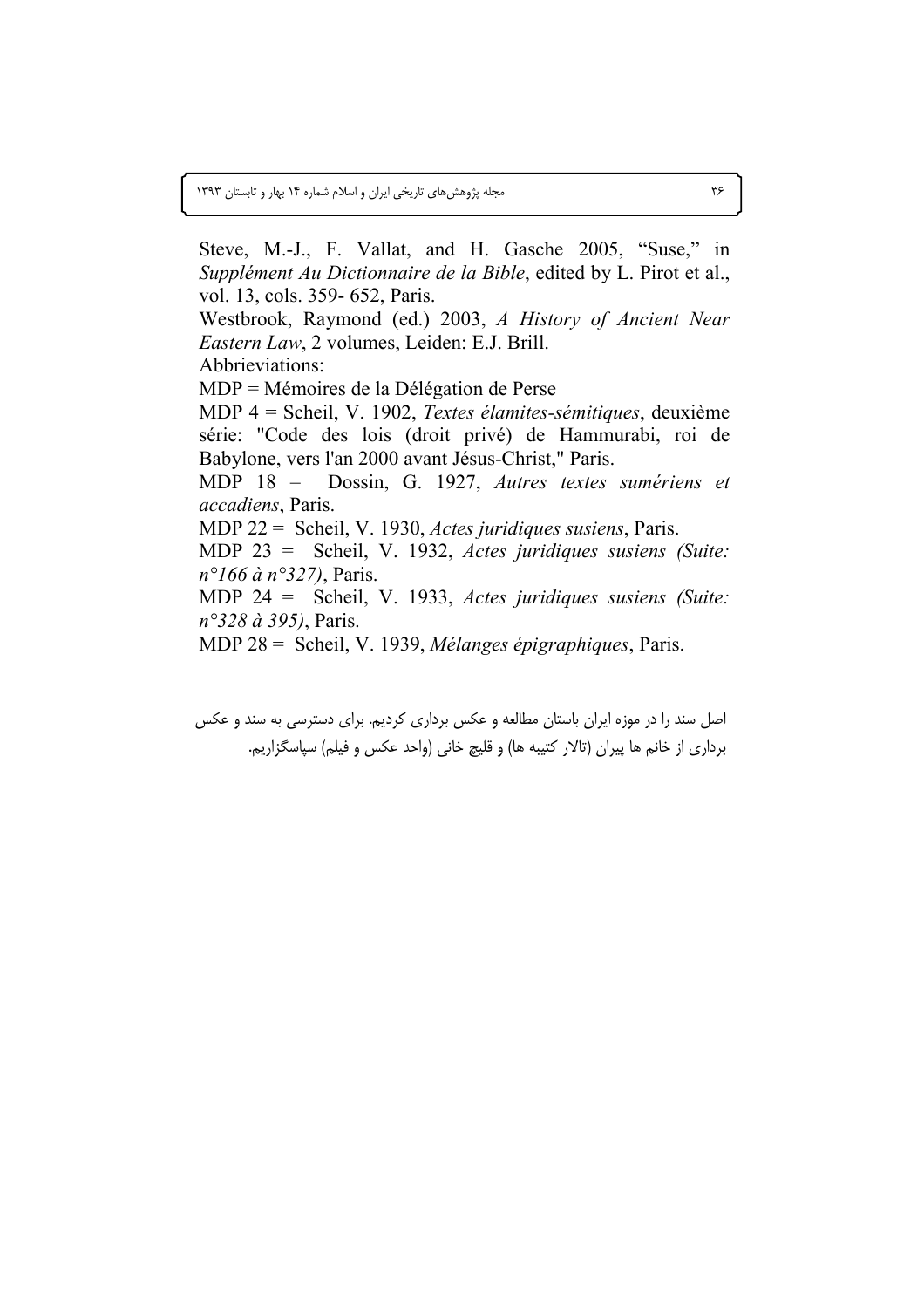Steve, M.-J., F. Vallat, and H. Gasche 2005, "Suse," in *Supplément Au Dictionnaire de la Bible*, edited by L. Pirot et al., vol. 13, cols. 359- 652, Paris.

Westbrook, Raymond (ed.) 2003, *A History of Ancient Near Eastern Law*, 2 volumes, Leiden: E.J. Brill.

Abbrieviations:

MDP = Mémoires de la Délégation de Perse

MDP 4 = Scheil, V. 1902, *Textes élamites-sémitiques*, deuxième série: "Code des lois (droit privé) de Hammurabi, roi de Babylone, vers l'an 2000 avant Jésus-Christ," Paris.

MDP 18 = Dossin, G. 1927, *Autres textes sumériens et accadiens*, Paris.

MDP 22 = Scheil, V. 1930, *Actes juridiques susiens*, Paris.

MDP 23 = Scheil, V. 1932, *Actes juridiques susiens (Suite: n°166 à n°327)*, Paris.

MDP 24 = Scheil, V. 1933, *Actes juridiques susiens (Suite: n°328 à 395)*, Paris.

MDP 28 = Scheil, V. 1939, *Mélanges épigraphiques*, Paris.

اصل سند را در موزه ایران باستان مطالعه و عکس برداری کردیم. برای دسترسی به سند و عکس برداری از خانم ها پیران (تالار کتیبه ها) و قلیچ خانی (واحد عکس و فیلم) سپاسگزاریم.